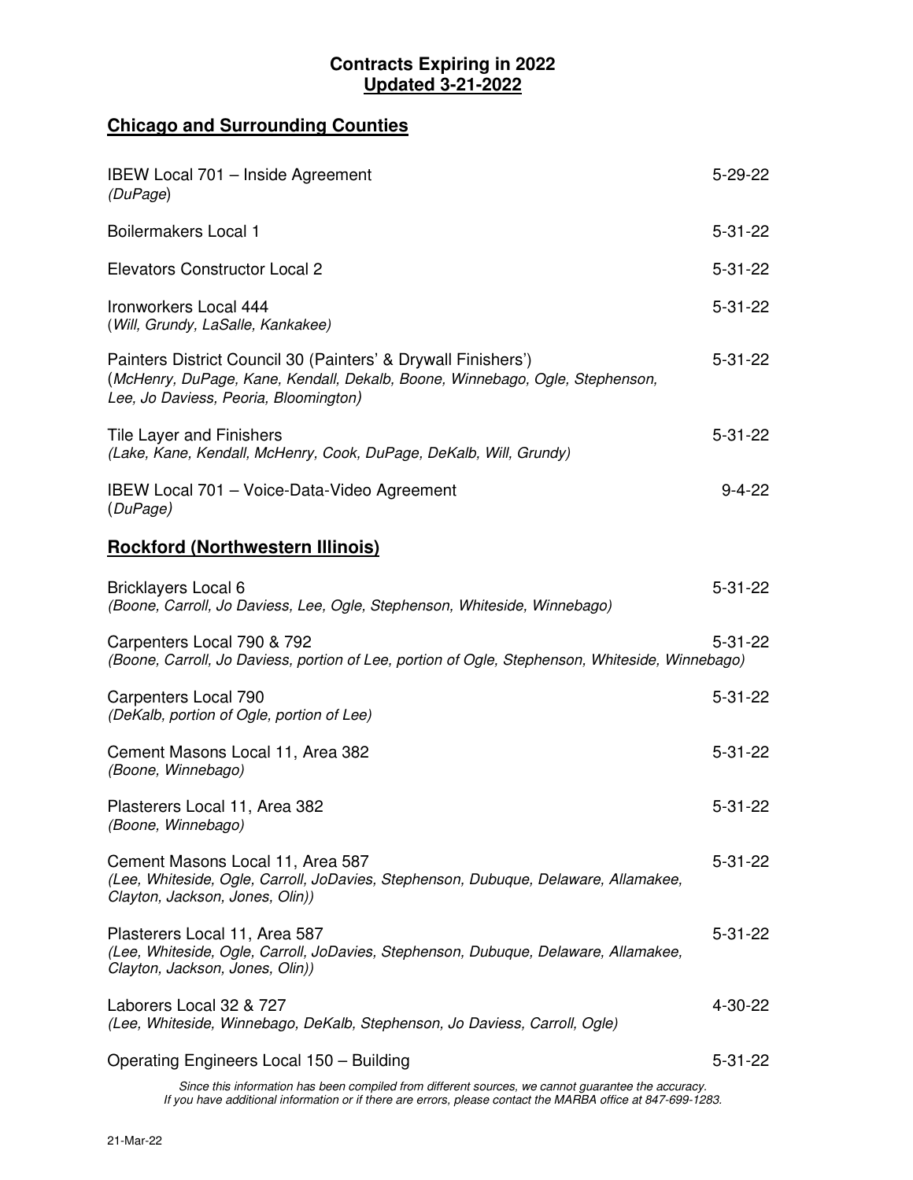# Contracts Expiring in 2022
## Updated 3-21-2022

## Chicago and Surrounding Counties

| Contract | Expiration |
|---|---|
| IBEW Local 701 – Inside Agreement *(DuPage)* | 5-29-22 |
| Boilermakers Local 1 | 5-31-22 |
| Elevators Constructor Local 2 | 5-31-22 |
| Ironworkers Local 444 *(Will, Grundy, LaSalle, Kankakee)* | 5-31-22 |
| Painters District Council 30 (Painters' & Drywall Finishers') *(McHenry, DuPage, Kane, Kendall, Dekalb, Boone, Winnebago, Ogle, Stephenson, Lee, Jo Daviess, Peoria, Bloomington)* | 5-31-22 |
| Tile Layer and Finishers *(Lake, Kane, Kendall, McHenry, Cook, DuPage, DeKalb, Will, Grundy)* | 5-31-22 |
| IBEW Local 701 – Voice-Data-Video Agreement *(DuPage)* | 9-4-22 |

## Rockford (Northwestern Illinois)

| Contract | Expiration |
|---|---|
| Bricklayers Local 6 *(Boone, Carroll, Jo Daviess, Lee, Ogle, Stephenson, Whiteside, Winnebago)* | 5-31-22 |
| Carpenters Local 790 & 792 *(Boone, Carroll, Jo Daviess, portion of Lee, portion of Ogle, Stephenson, Whiteside, Winnebago)* | 5-31-22 |
| Carpenters Local 790 *(DeKalb, portion of Ogle, portion of Lee)* | 5-31-22 |
| Cement Masons Local 11, Area 382 *(Boone, Winnebago)* | 5-31-22 |
| Plasterers Local 11, Area 382 *(Boone, Winnebago)* | 5-31-22 |
| Cement Masons Local 11, Area 587 *(Lee, Whiteside, Ogle, Carroll, JoDavies, Stephenson, Dubuque, Delaware, Allamakee, Clayton, Jackson, Jones, Olin))* | 5-31-22 |
| Plasterers Local 11, Area 587 *(Lee, Whiteside, Ogle, Carroll, JoDavies, Stephenson, Dubuque, Delaware, Allamakee, Clayton, Jackson, Jones, Olin))* | 5-31-22 |
| Laborers Local 32 & 727 *(Lee, Whiteside, Winnebago, DeKalb, Stephenson, Jo Daviess, Carroll, Ogle)* | 4-30-22 |
| Operating Engineers Local 150 – Building | 5-31-22 |

*Since this information has been compiled from different sources, we cannot guarantee the accuracy. If you have additional information or if there are errors, please contact the MARBA office at 847-699-1283.*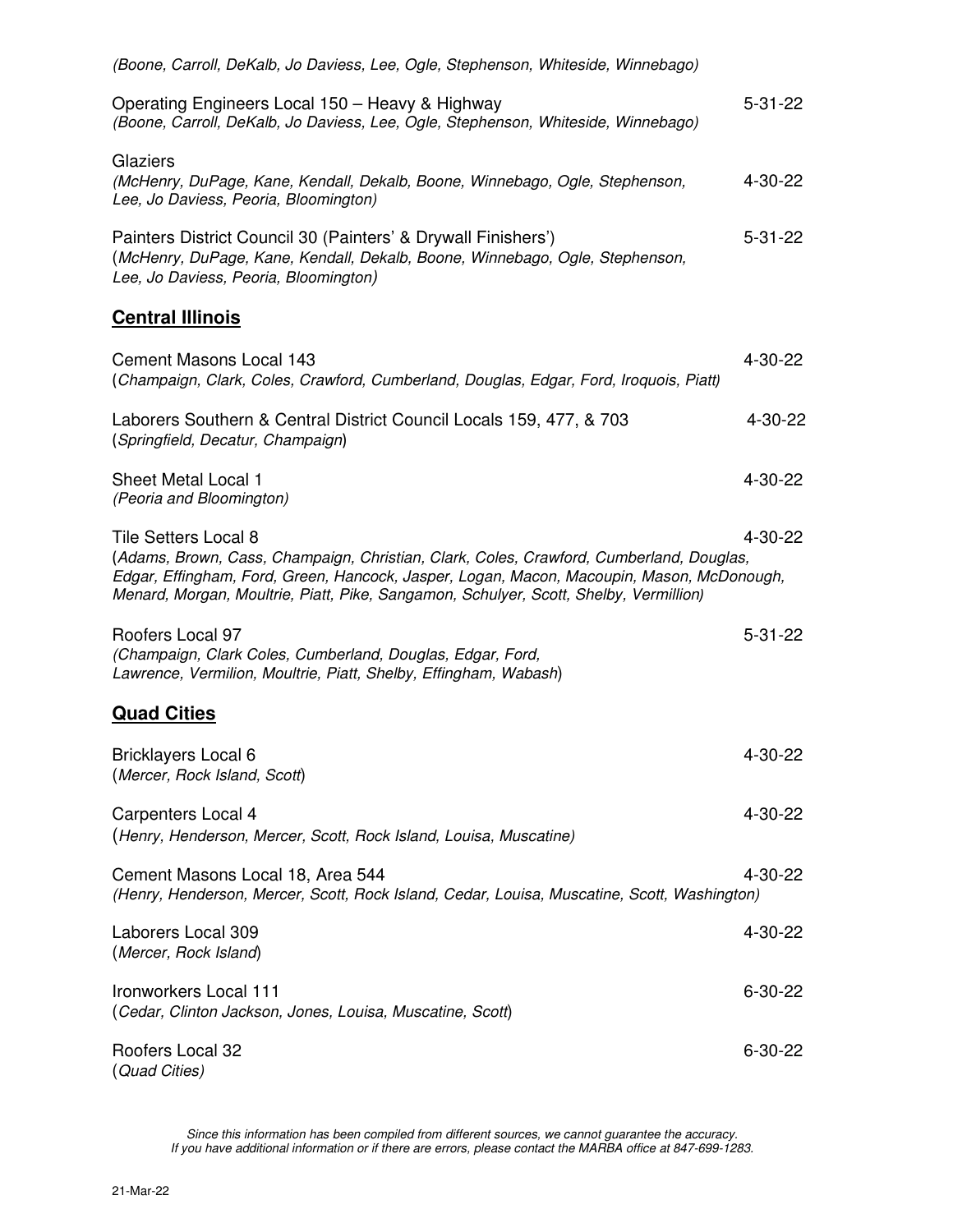*(Boone, Carroll, DeKalb, Jo Daviess, Lee, Ogle, Stephenson, Whiteside, Winnebago)*

Operating Engineers Local 150 – Heavy & Highway — 5-31-22
*(Boone, Carroll, DeKalb, Jo Daviess, Lee, Ogle, Stephenson, Whiteside, Winnebago)*

Glaziers — 4-30-22
*(McHenry, DuPage, Kane, Kendall, Dekalb, Boone, Winnebago, Ogle, Stephenson, Lee, Jo Daviess, Peoria, Bloomington)*

Painters District Council 30 (Painters' & Drywall Finishers') — 5-31-22
(*McHenry, DuPage, Kane, Kendall, Dekalb, Boone, Winnebago, Ogle, Stephenson, Lee, Jo Daviess, Peoria, Bloomington)*

## Central Illinois

Cement Masons Local 143 — 4-30-22
(*Champaign, Clark, Coles, Crawford, Cumberland, Douglas, Edgar, Ford, Iroquois, Piatt)*

Laborers Southern & Central District Council Locals 159, 477, & 703 — 4-30-22
(*Springfield, Decatur, Champaign*)

Sheet Metal Local 1 — 4-30-22
*(Peoria and Bloomington)*

Tile Setters Local 8 — 4-30-22
(*Adams, Brown, Cass, Champaign, Christian, Clark, Coles, Crawford, Cumberland, Douglas, Edgar, Effingham, Ford, Green, Hancock, Jasper, Logan, Macon, Macoupin, Mason, McDonough, Menard, Morgan, Moultrie, Piatt, Pike, Sangamon, Schulyer, Scott, Shelby, Vermillion)*

Roofers Local 97 — 5-31-22
*(Champaign, Clark Coles, Cumberland, Douglas, Edgar, Ford, Lawrence, Vermilion, Moultrie, Piatt, Shelby, Effingham, Wabash*)

## Quad Cities

Bricklayers Local 6 — 4-30-22
(*Mercer, Rock Island, Scott*)

Carpenters Local 4 — 4-30-22
(*Henry, Henderson, Mercer, Scott, Rock Island, Louisa, Muscatine)*

Cement Masons Local 18, Area 544 — 4-30-22
*(Henry, Henderson, Mercer, Scott, Rock Island, Cedar, Louisa, Muscatine, Scott, Washington)*

Laborers Local 309 — 4-30-22
(*Mercer, Rock Island*)

Ironworkers Local 111 — 6-30-22
(*Cedar, Clinton Jackson, Jones, Louisa, Muscatine, Scott*)

Roofers Local 32 — 6-30-22
(*Quad Cities)*

*Since this information has been compiled from different sources, we cannot guarantee the accuracy. If you have additional information or if there are errors, please contact the MARBA office at 847-699-1283.*

21-Mar-22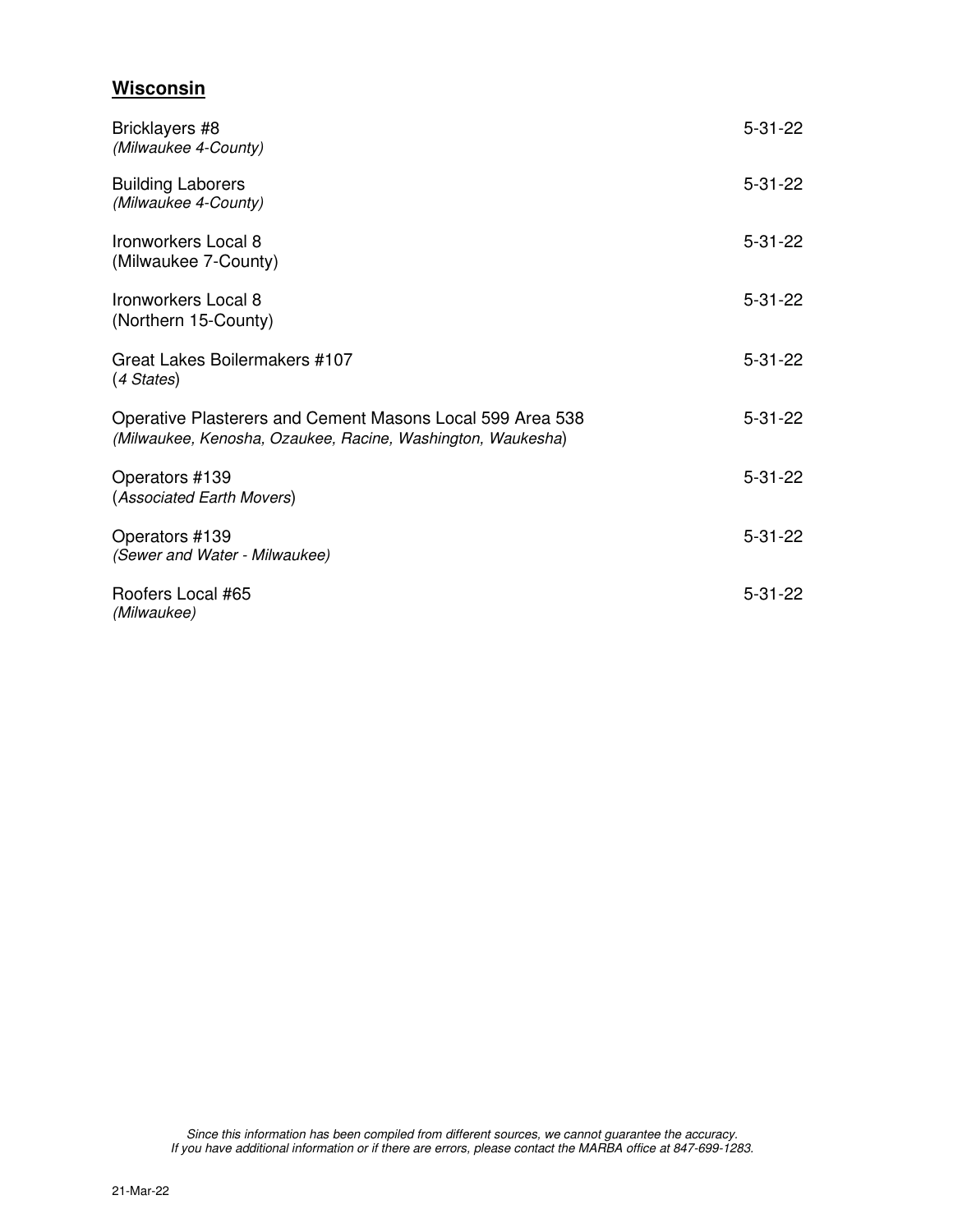## **Wisconsin**

| | |
|---|---|
| Bricklayers #8<br>*(Milwaukee 4-County)* | 5-31-22 |
| Building Laborers<br>*(Milwaukee 4-County)* | 5-31-22 |
| Ironworkers Local 8<br>(Milwaukee 7-County) | 5-31-22 |
| Ironworkers Local 8<br>(Northern 15-County) | 5-31-22 |
| Great Lakes Boilermakers #107<br>(*4 States*) | 5-31-22 |
| Operative Plasterers and Cement Masons Local 599 Area 538<br>*(Milwaukee, Kenosha, Ozaukee, Racine, Washington, Waukesha*) | 5-31-22 |
| Operators #139<br>(*Associated Earth Movers*) | 5-31-22 |
| Operators #139<br>*(Sewer and Water - Milwaukee)* | 5-31-22 |
| Roofers Local #65<br>*(Milwaukee)* | 5-31-22 |

*Since this information has been compiled from different sources, we cannot guarantee the accuracy.*
*If you have additional information or if there are errors, please contact the MARBA office at 847-699-1283.*

21-Mar-22